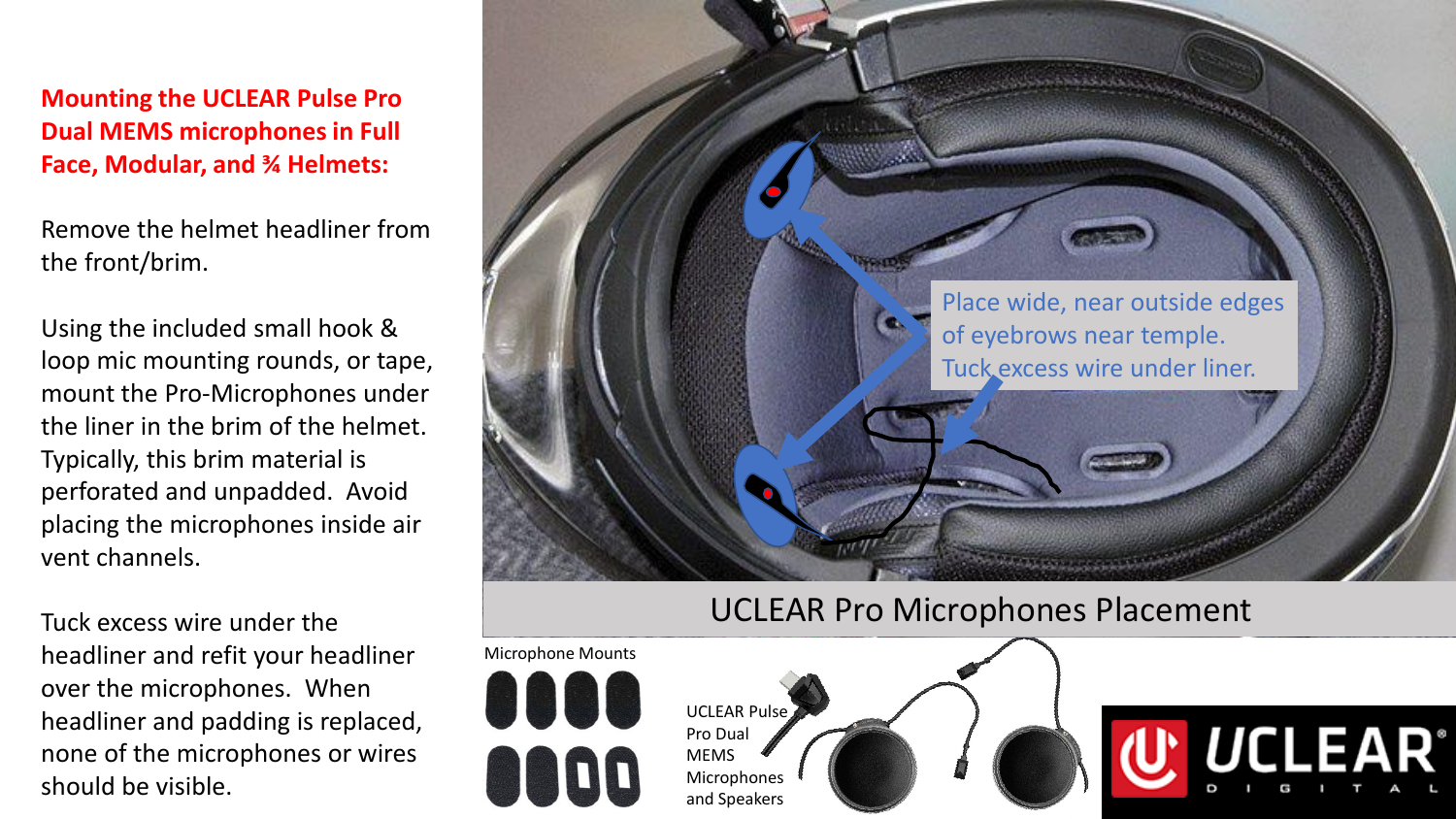## Mounting the UCLEAR Pulse Pro Dual MEMS microphones in Full Face, Modular, and ¾ Helmets:

Remove the helmet headliner from the front/brim.

Using the included small hook & loop mic mounting rounds, or tape, mount the Pro-Microphones under the liner in the brim of the helmet. Typically, this brim material is perforated and unpadded. Avoid placing the microphones inside air vent channels.

Tuck excess wire under the headliner and refit your headliner over the microphones. When headliner and padding is replaced, none of the microphones or wires should be visible.

Place wide, near outside edges of eyebrows near temple. Tuck excess wire under liner.

UCLEAR Pro Microphones Placement

Microphone Mounts

UCLEAR Pulse Pro Dual MEMS Microphones and Speakers

UCLEAR DIGITAL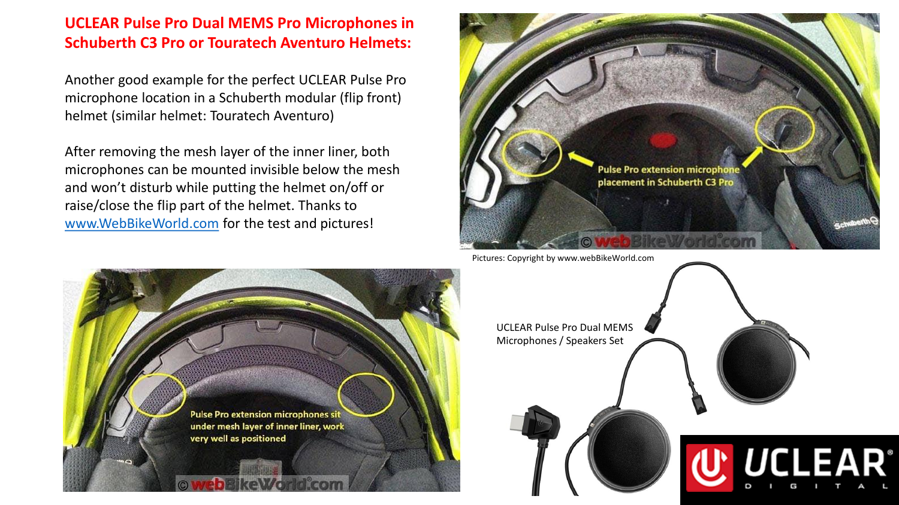## UCLEAR Pulse Pro Dual MEMS Pro Microphones in Schuberth C3 Pro or Touratech Aventuro Helmets:

Another good example for the perfect UCLEAR Pulse Pro microphone location in a Schuberth modular (flip front) helmet (similar helmet: Touratech Aventuro)

After removing the mesh layer of the inner liner, both microphones can be mounted invisible below the mesh and won't disturb while putting the helmet on/off or raise/close the flip part of the helmet. Thanks to [www.WebBikeWorld.com](http://www.WebBikeWorld.com) for the test and pictures!

Pulse Pro extension microphone placement in Schuberth C3 Pro

Pictures: Copyright by www.webBikeWorld.com

Pulse Pro extension microphones sit under mesh layer of inner liner, work very well as positioned

UCLEAR Pulse Pro Dual MEMS Microphones / Speakers Set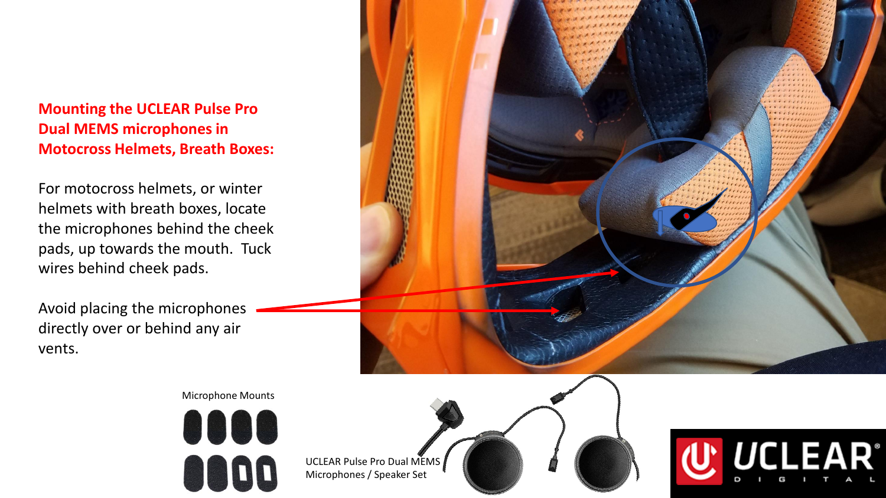# Mounting the UCLEAR Pulse Pro Dual MEMS microphones in Motocross Helmets, Breath Boxes:

For motocross helmets, or winter helmets with breath boxes, locate the microphones behind the cheek pads, up towards the mouth. Tuck wires behind cheek pads.

Avoid placing the microphones directly over or behind any air vents.

Microphone Mounts

UCLEAR Pulse Pro Dual MEMS Microphones / Speaker Set

UCLEAR DIGITAL